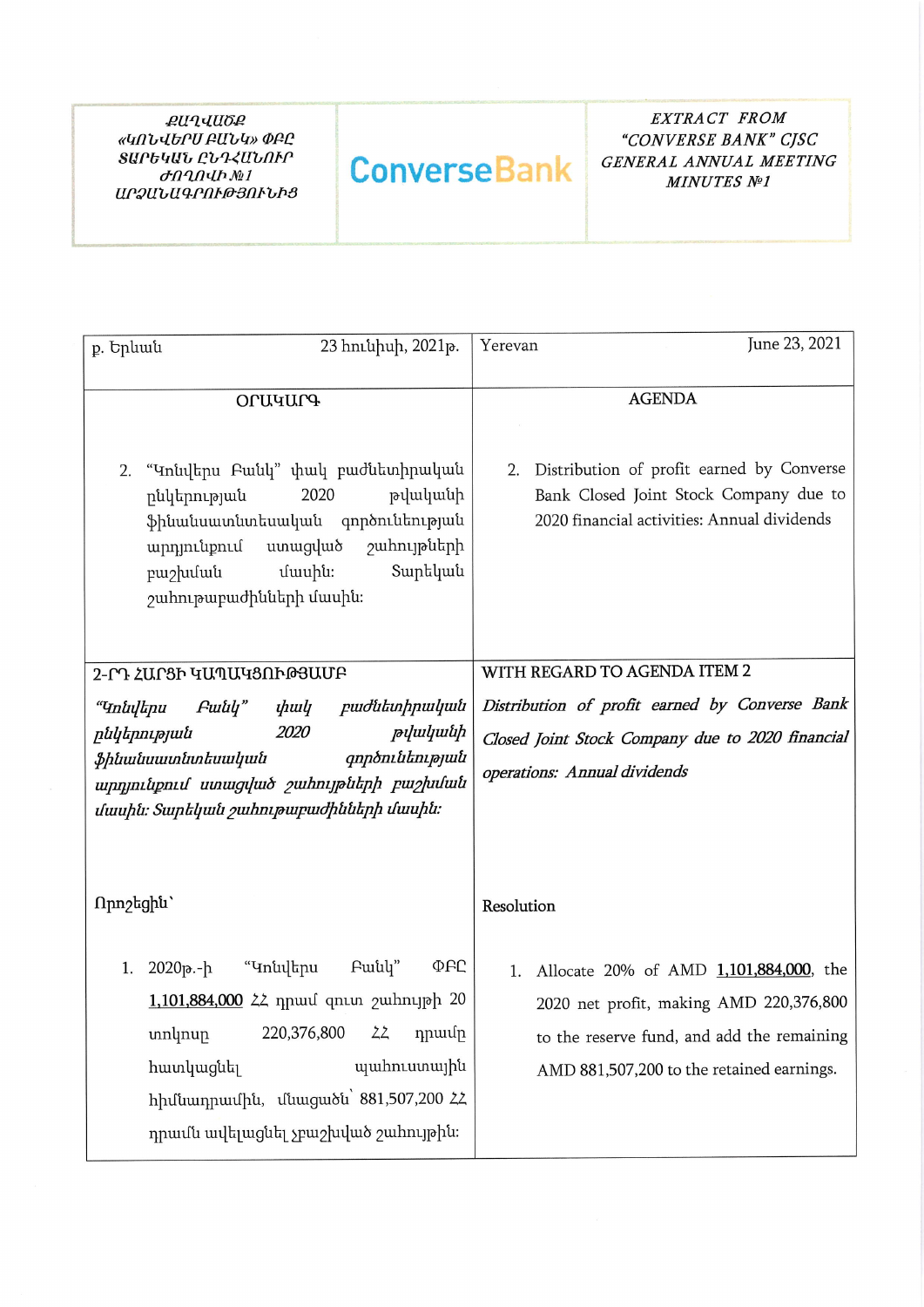| ՔԱՂՎԱԾՔ «ԿՈՆՎԵՐՍ ԲԱՆԿ» ՓԲԸ ՏԱՐԵԿԱՆ ԸՆԴՀԱՆՈՒՐ ԺՈՂՈՎԻ №1 ԱՐՁԱՆԱԳՐՈՒԹՅՈՒՆԻՑ | ConverseBank | *EXTRACT FROM "CONVERSE BANK" CJSC GENERAL ANNUAL MEETING MINUTES №1* |
|---|---|---|

| ք. Երևան 23 հունիսի, 2021թ. | Yerevan June 23, 2021 |
|---|---|
| **ՕՐԱԿԱՐԳ** | **AGENDA** |
| 2. "Կոնվերս Բանկ" փակ բաժնետիրական ընկերության 2020 թվականի ֆինանսատնտեսական գործունեության արդյունքում ստացված շահույթների բաշխման մասին: Տարեկան շահութաբաժինների մասին: | 2. Distribution of profit earned by Converse Bank Closed Joint Stock Company due to 2020 financial activities: Annual dividends |
| **2-ՐԴ ՀԱՐՑԻ ԿԱՊԱԿՑՈՒԹՅԱՄԲ**<br>*"Կոնվերս Բանկ" փակ բաժնետիրական ընկերության 2020 թվականի ֆինանսատնտեսական գործունեության արդյունքում ստացված շահույթների բաշխման մասին: Տարեկան շահութաբաժինների մասին:* | **WITH REGARD TO AGENDA ITEM 2**<br>*Distribution of profit earned by Converse Bank Closed Joint Stock Company due to 2020 financial operations: Annual dividends* |
| Որոշեցին՝ | Resolution |
| 1. 2020թ.-ի "Կոնվերս Բանկ" ՓԲԸ <u>1,101,884,000</u> ՀՀ դրամ զուտ շահույթի 20 տոկոսը 220,376,800 ՀՀ դրամը հատկացնել պահուստային հիմնադրամին, մնացածն՝ 881,507,200 ՀՀ դրամն ավելացնել չբաշխված շահույթին: | 1. Allocate 20% of AMD <u>1,101,884,000</u>, the 2020 net profit, making AMD 220,376,800 to the reserve fund, and add the remaining AMD 881,507,200 to the retained earnings. |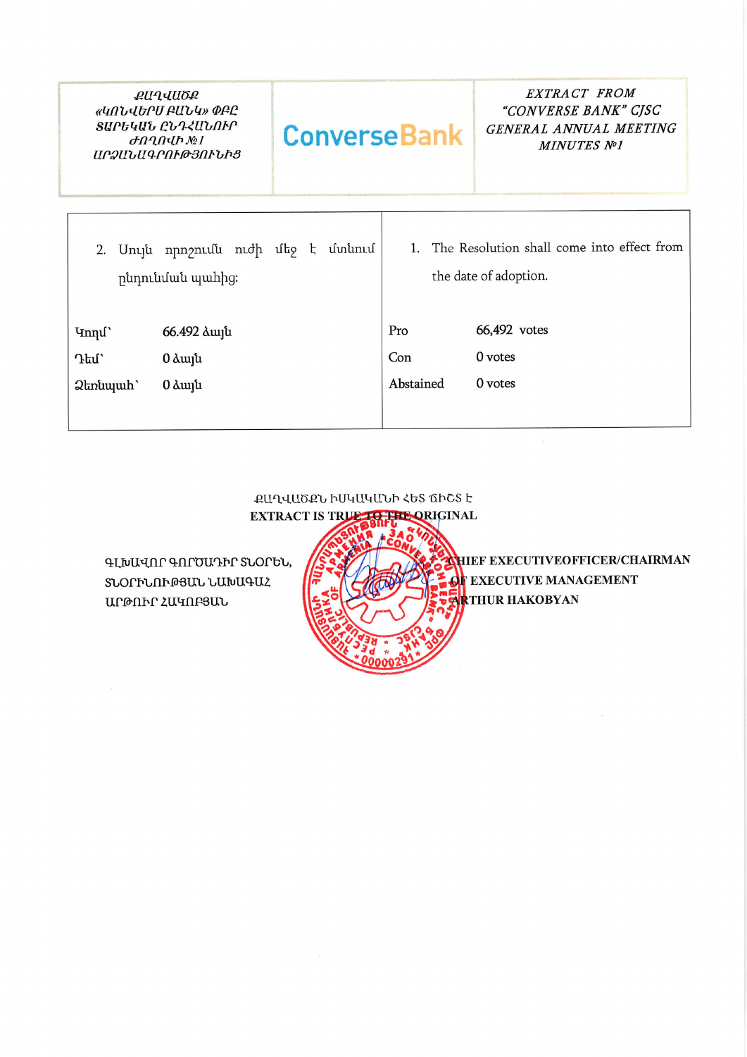| ՔԱՂՎԱԾՔ «ԿՈՆՎԵՐՍ ԲԱՆԿ» ՓԲԸ ՏԱՐԵԿԱՆ ԸՆԴՀԱՆՈՒՐ ԺՈՂՈՎԻ №1 ԱՐՁԱՆԱԳՐՈՒԹՅՈՒՆԻՑ | ConverseBank | EXTRACT FROM "CONVERSE BANK" CJSC GENERAL ANNUAL MEETING MINUTES №1 |
|---|---|---|

| | |
|---|---|
| 2. Սույն որոշումն ուժի մեջ է մտնում ընդունման պահից: | 1. The Resolution shall come into effect from the date of adoption. |
| Կողմ՝ 66.492 ձայն<br>Դեմ՝ 0 ձայն<br>Ձեռնպահ՝ 0 ձայն | Pro 66,492 votes<br>Con 0 votes<br>Abstained 0 votes |

ՔԱՂՎԱԾՔՆ ԻՍԿԱԿԱՆԻ ՀԵՏ ՃԻՇՏ Է
**EXTRACT IS TRUE TO THE ORIGINAL**

ԳԼԽԱՎՈՐ ԳՈՐԾԱԴԻՐ ՏՆՕՐԵՆ,
ՏՆՕՐԻՆՈՒԹՅԱՆ ՆԱԽԱԳԱՀ
ԱՐԹՈՒՐ ՀԱԿՈԲՅԱՆ

**CHIEF EXECUTIVEOFFICER/CHAIRMAN OF EXECUTIVE MANAGEMENT**
**ARTHUR HAKOBYAN**